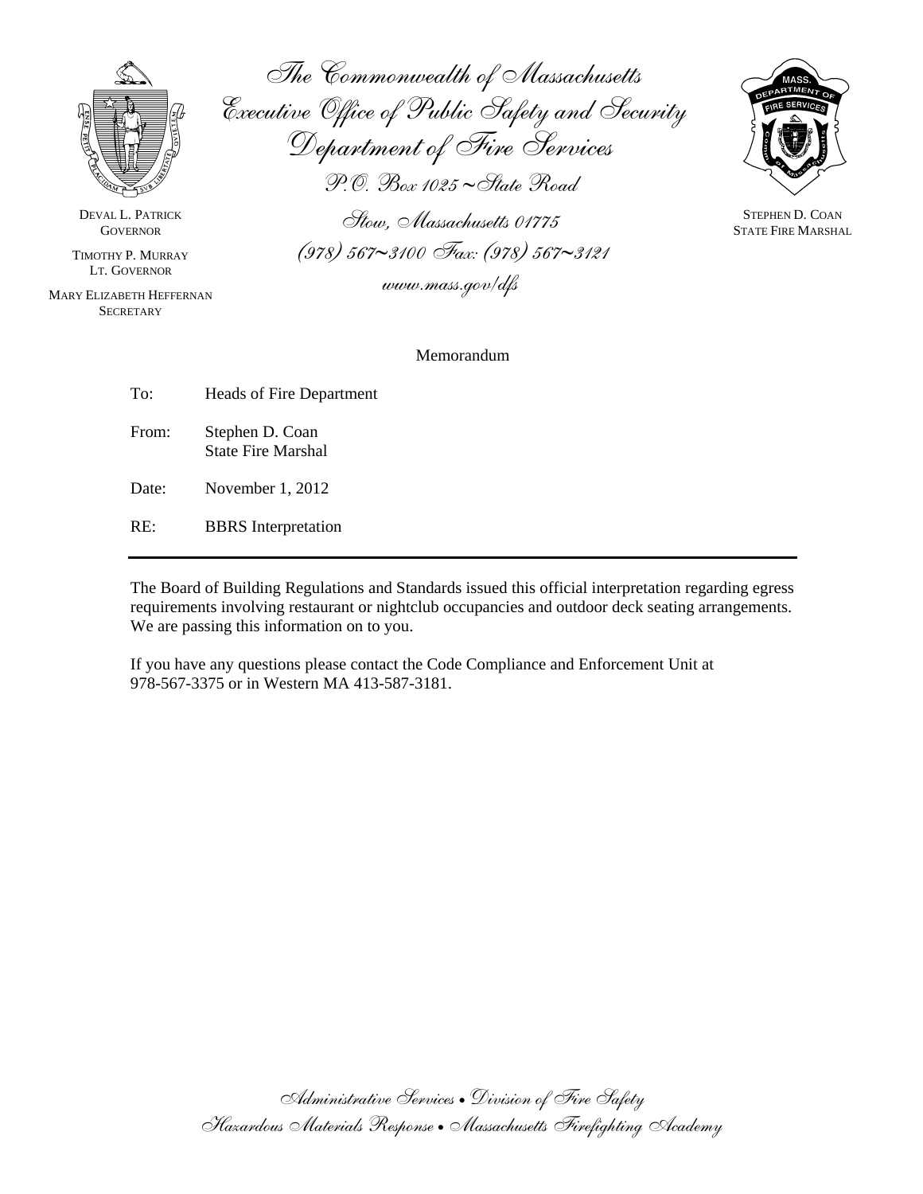The Commonwealth of Massachusetts
Executive Office of Public Safety and Security
Department of Fire Services
P.O. Box 1025 ~ State Road
Stow, Massachusetts 01775
(978) 567~3100 Fax: (978) 567~3121
www.mass.gov/dfs

DEVAL L. PATRICK
GOVERNOR

TIMOTHY P. MURRAY
LT. GOVERNOR

MARY ELIZABETH HEFFERNAN
SECRETARY

STEPHEN D. COAN
STATE FIRE MARSHAL

Memorandum

To: Heads of Fire Department

From: Stephen D. Coan
State Fire Marshal

Date: November 1, 2012

RE: BBRS Interpretation

---

The Board of Building Regulations and Standards issued this official interpretation regarding egress requirements involving restaurant or nightclub occupancies and outdoor deck seating arrangements. We are passing this information on to you.

If you have any questions please contact the Code Compliance and Enforcement Unit at 978-567-3375 or in Western MA 413-587-3181.

Administrative Services • Division of Fire Safety
Hazardous Materials Response • Massachusetts Firefighting Academy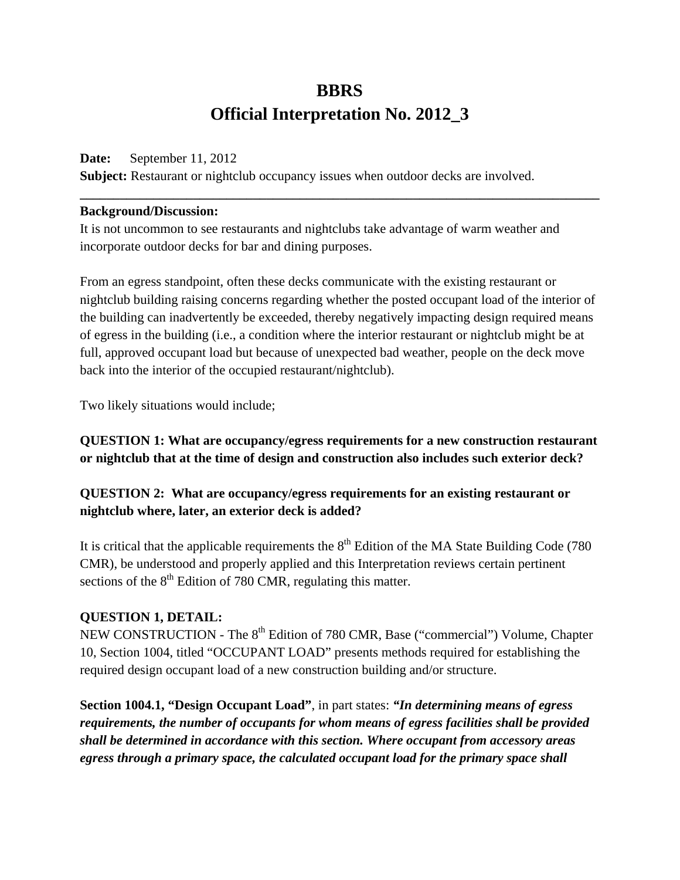# BBRS

# Official Interpretation No. 2012_3

**Date:** September 11, 2012

**Subject:** Restaurant or nightclub occupancy issues when outdoor decks are involved.

---

**Background/Discussion:**

It is not uncommon to see restaurants and nightclubs take advantage of warm weather and incorporate outdoor decks for bar and dining purposes.

From an egress standpoint, often these decks communicate with the existing restaurant or nightclub building raising concerns regarding whether the posted occupant load of the interior of the building can inadvertently be exceeded, thereby negatively impacting design required means of egress in the building (i.e., a condition where the interior restaurant or nightclub might be at full, approved occupant load but because of unexpected bad weather, people on the deck move back into the interior of the occupied restaurant/nightclub).

Two likely situations would include;

**QUESTION 1: What are occupancy/egress requirements for a new construction restaurant or nightclub that at the time of design and construction also includes such exterior deck?**

**QUESTION 2: What are occupancy/egress requirements for an existing restaurant or nightclub where, later, an exterior deck is added?**

It is critical that the applicable requirements the 8th Edition of the MA State Building Code (780 CMR), be understood and properly applied and this Interpretation reviews certain pertinent sections of the 8th Edition of 780 CMR, regulating this matter.

**QUESTION 1, DETAIL:**

NEW CONSTRUCTION - The 8th Edition of 780 CMR, Base ("commercial") Volume, Chapter 10, Section 1004, titled "OCCUPANT LOAD" presents methods required for establishing the required design occupant load of a new construction building and/or structure.

**Section 1004.1, "Design Occupant Load"**, in part states: ***"In determining means of egress requirements, the number of occupants for whom means of egress facilities shall be provided shall be determined in accordance with this section. Where occupant from accessory areas egress through a primary space, the calculated occupant load for the primary space shall***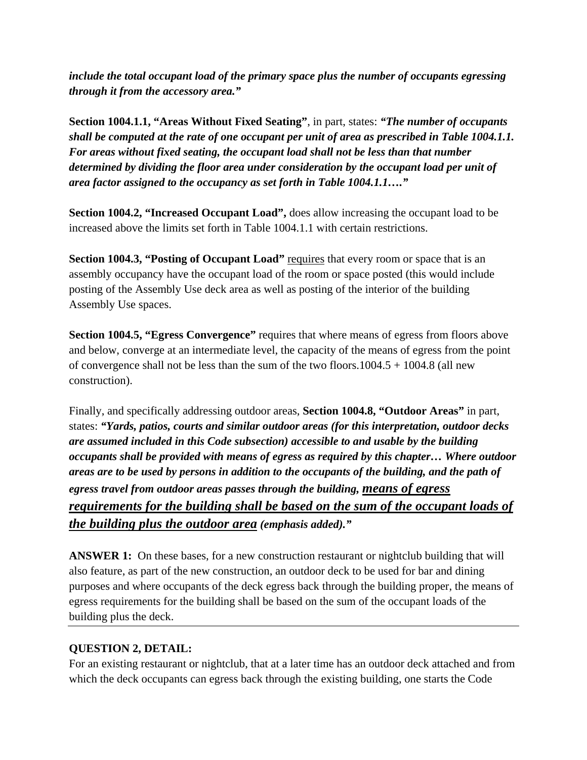***include the total occupant load of the primary space plus the number of occupants egressing through it from the accessory area."***

**Section 1004.1.1, "Areas Without Fixed Seating"**, in part, states: ***"The number of occupants shall be computed at the rate of one occupant per unit of area as prescribed in Table 1004.1.1. For areas without fixed seating, the occupant load shall not be less than that number determined by dividing the floor area under consideration by the occupant load per unit of area factor assigned to the occupancy as set forth in Table 1004.1.1…."***

**Section 1004.2, "Increased Occupant Load",** does allow increasing the occupant load to be increased above the limits set forth in Table 1004.1.1 with certain restrictions.

**Section 1004.3, "Posting of Occupant Load"** <u>requires</u> that every room or space that is an assembly occupancy have the occupant load of the room or space posted (this would include posting of the Assembly Use deck area as well as posting of the interior of the building Assembly Use spaces.

**Section 1004.5, "Egress Convergence"** requires that where means of egress from floors above and below, converge at an intermediate level, the capacity of the means of egress from the point of convergence shall not be less than the sum of the two floors.1004.5 + 1004.8 (all new construction).

Finally, and specifically addressing outdoor areas, **Section 1004.8, "Outdoor Areas"** in part, states: ***"Yards, patios, courts and similar outdoor areas (for this interpretation, outdoor decks are assumed included in this Code subsection) accessible to and usable by the building occupants shall be provided with means of egress as required by this chapter… Where outdoor areas are to be used by persons in addition to the occupants of the building, and the path of egress travel from outdoor areas passes through the building, <u>means of egress requirements for the building shall be based on the sum of the occupant loads of the building plus the outdoor area</u> (emphasis added)."***

**ANSWER 1:** On these bases, for a new construction restaurant or nightclub building that will also feature, as part of the new construction, an outdoor deck to be used for bar and dining purposes and where occupants of the deck egress back through the building proper, the means of egress requirements for the building shall be based on the sum of the occupant loads of the building plus the deck.

---

**QUESTION 2, DETAIL:**

For an existing restaurant or nightclub, that at a later time has an outdoor deck attached and from which the deck occupants can egress back through the existing building, one starts the Code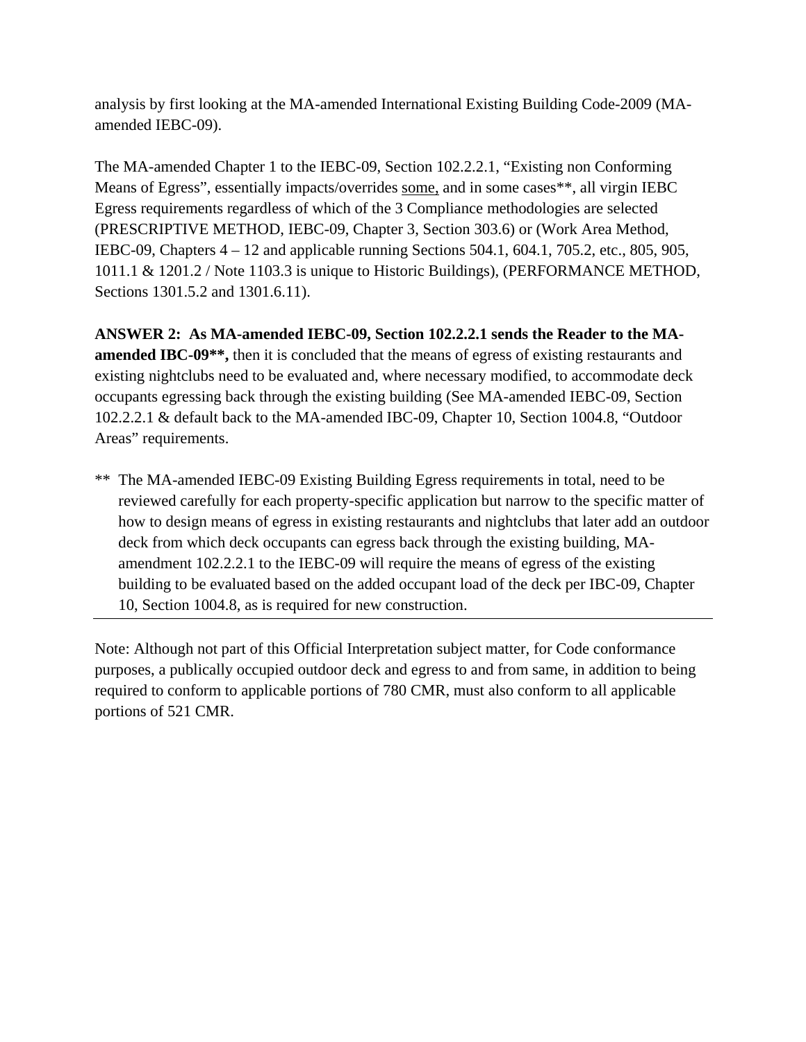analysis by first looking at the MA-amended International Existing Building Code-2009 (MA-amended IEBC-09).

The MA-amended Chapter 1 to the IEBC-09, Section 102.2.2.1, "Existing non Conforming Means of Egress", essentially impacts/overrides <u>some,</u> and in some cases**, all virgin IEBC Egress requirements regardless of which of the 3 Compliance methodologies are selected (PRESCRIPTIVE METHOD, IEBC-09, Chapter 3, Section 303.6) or (Work Area Method, IEBC-09, Chapters 4 – 12 and applicable running Sections 504.1, 604.1, 705.2, etc., 805, 905, 1011.1 & 1201.2 / Note 1103.3 is unique to Historic Buildings), (PERFORMANCE METHOD, Sections 1301.5.2 and 1301.6.11).

**ANSWER 2: As MA-amended IEBC-09, Section 102.2.2.1 sends the Reader to the MA-amended IBC-09**,** then it is concluded that the means of egress of existing restaurants and existing nightclubs need to be evaluated and, where necessary modified, to accommodate deck occupants egressing back through the existing building (See MA-amended IEBC-09, Section 102.2.2.1 & default back to the MA-amended IBC-09, Chapter 10, Section 1004.8, "Outdoor Areas" requirements.

** The MA-amended IEBC-09 Existing Building Egress requirements in total, need to be reviewed carefully for each property-specific application but narrow to the specific matter of how to design means of egress in existing restaurants and nightclubs that later add an outdoor deck from which deck occupants can egress back through the existing building, MA-amendment 102.2.2.1 to the IEBC-09 will require the means of egress of the existing building to be evaluated based on the added occupant load of the deck per IBC-09, Chapter 10, Section 1004.8, as is required for new construction.

---

Note: Although not part of this Official Interpretation subject matter, for Code conformance purposes, a publically occupied outdoor deck and egress to and from same, in addition to being required to conform to applicable portions of 780 CMR, must also conform to all applicable portions of 521 CMR.